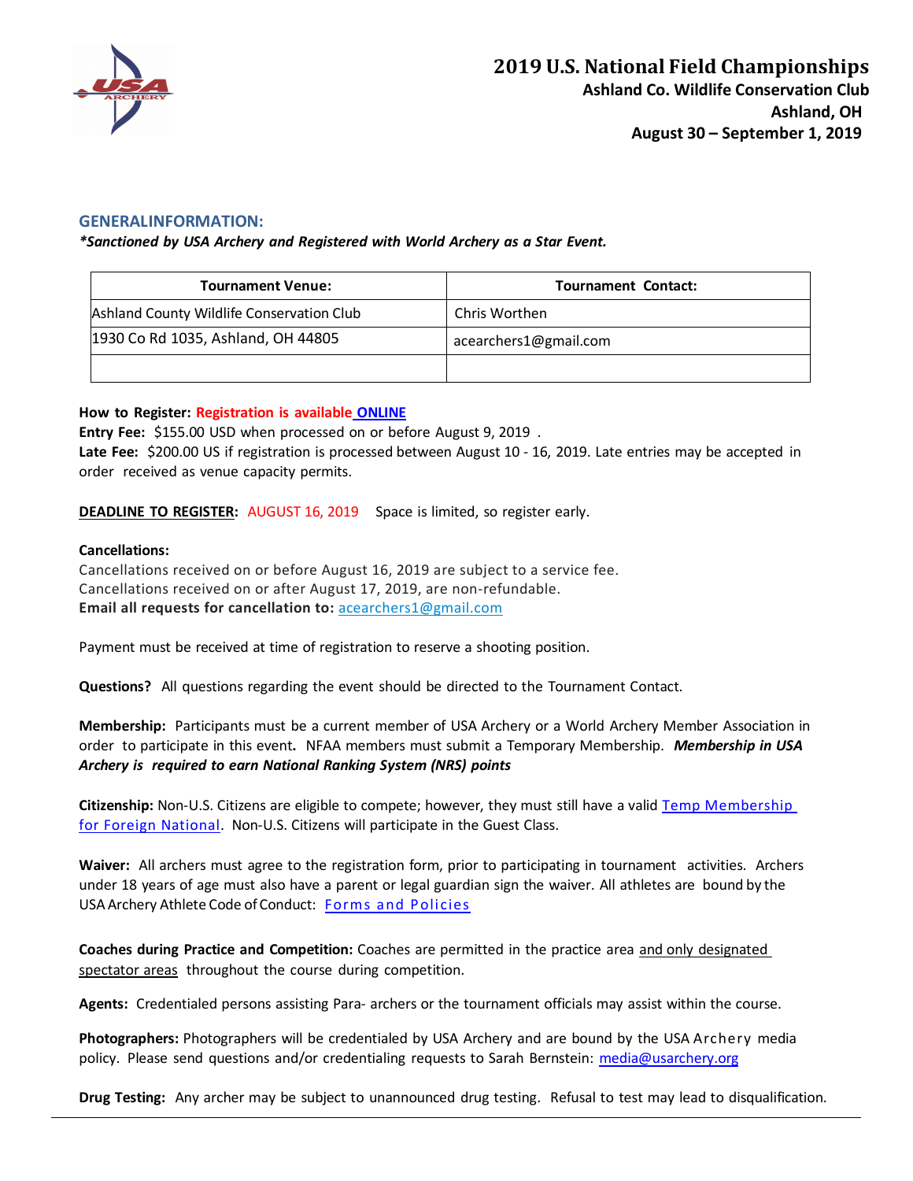# 2019 U.S. National Field Championships

**Ashland Co. Wildlife Conservation Club**
**Ashland, OH**
**August 30 – September 1, 2019**

## GENERALINFORMATION:

***Sanctioned by USA Archery and Registered with World Archery as a Star Event.***

| Tournament Venue: | Tournament Contact: |
|---|---|
| Ashland County Wildlife Conservation Club | Chris Worthen |
| 1930 Co Rd 1035, Ashland, OH 44805 | acearchers1@gmail.com |
| | |

**How to Register:** **Registration is available ONLINE**

**Entry Fee:** $155.00 USD when processed on or before August 9, 2019 .

**Late Fee:** $200.00 US if registration is processed between August 10 - 16, 2019. Late entries may be accepted in order received as venue capacity permits.

**DEADLINE TO REGISTER:** AUGUST 16, 2019 Space is limited, so register early.

**Cancellations:**

Cancellations received on or before August 16, 2019 are subject to a service fee.
Cancellations received on or after August 17, 2019, are non-refundable.
**Email all requests for cancellation to:** acearchers1@gmail.com

Payment must be received at time of registration to reserve a shooting position.

**Questions?** All questions regarding the event should be directed to the Tournament Contact.

**Membership:** Participants must be a current member of USA Archery or a World Archery Member Association in order to participate in this event**.** NFAA members must submit a Temporary Membership. ***Membership in USA Archery is required to earn National Ranking System (NRS) points***

**Citizenship:** Non-U.S. Citizens are eligible to compete; however, they must still have a valid Temp Membership for Foreign National. Non-U.S. Citizens will participate in the Guest Class.

**Waiver:** All archers must agree to the registration form, prior to participating in tournament activities. Archers under 18 years of age must also have a parent or legal guardian sign the waiver. All athletes are bound by the USA Archery Athlete Code of Conduct: Forms and Policies

**Coaches during Practice and Competition:** Coaches are permitted in the practice area and only designated spectator areas throughout the course during competition.

**Agents:** Credentialed persons assisting Para- archers or the tournament officials may assist within the course.

**Photographers:** Photographers will be credentialed by USA Archery and are bound by the USA Archery media policy. Please send questions and/or credentialing requests to Sarah Bernstein: media@usarchery.org

**Drug Testing:** Any archer may be subject to unannounced drug testing. Refusal to test may lead to disqualification.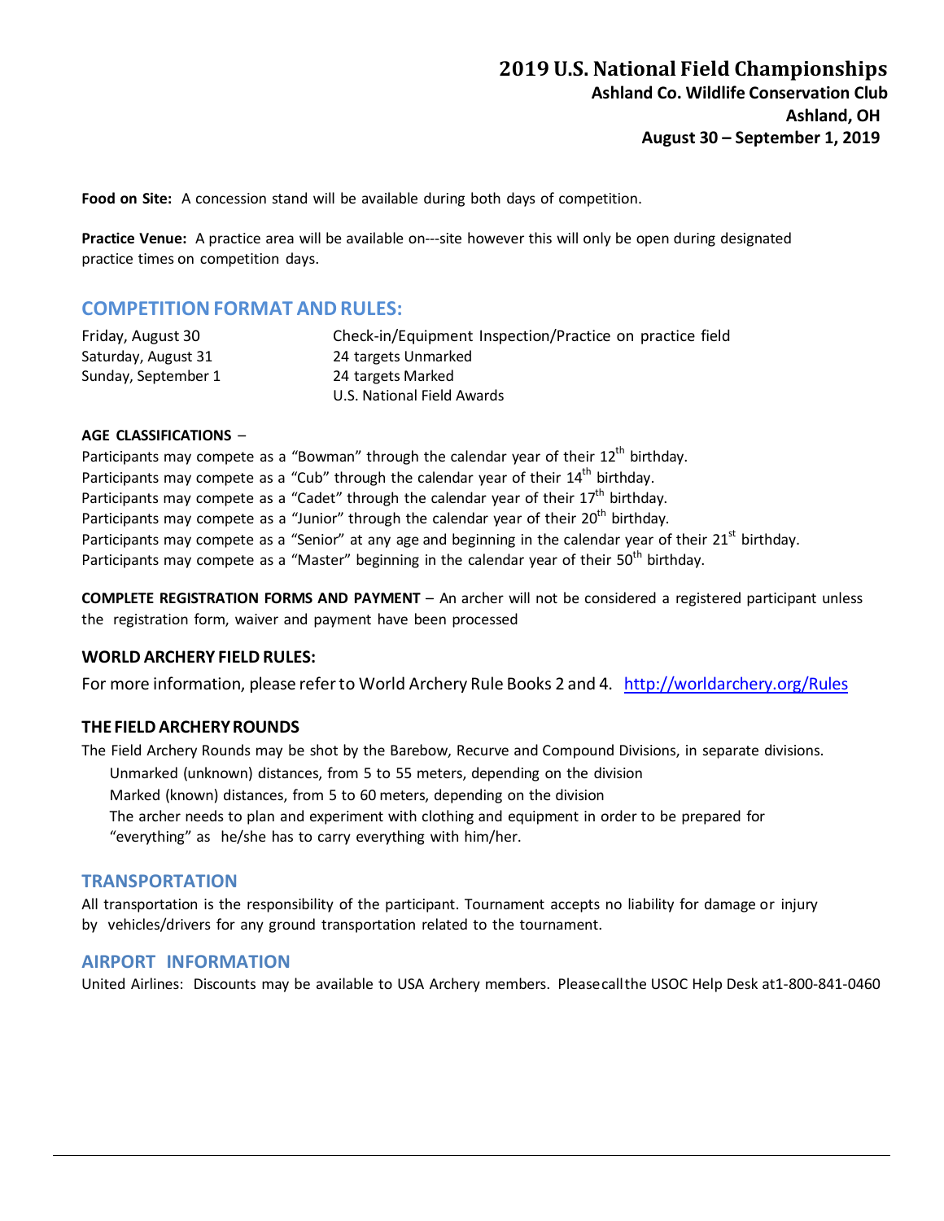# 2019 U.S. National Field Championships

**Ashland Co. Wildlife Conservation Club**
**Ashland, OH**
**August 30 – September 1, 2019**

**Food on Site:** A concession stand will be available during both days of competition.

**Practice Venue:** A practice area will be available on---site however this will only be open during designated practice times on competition days.

## COMPETITION FORMAT AND RULES:

| | |
|---|---|
| Friday, August 30 | Check-in/Equipment Inspection/Practice on practice field |
| Saturday, August 31 | 24 targets Unmarked |
| Sunday, September 1 | 24 targets Marked |
| | U.S. National Field Awards |

**AGE CLASSIFICATIONS** –

Participants may compete as a "Bowman" through the calendar year of their 12th birthday.
Participants may compete as a "Cub" through the calendar year of their 14th birthday.
Participants may compete as a "Cadet" through the calendar year of their 17th birthday.
Participants may compete as a "Junior" through the calendar year of their 20th birthday.
Participants may compete as a "Senior" at any age and beginning in the calendar year of their 21st birthday.
Participants may compete as a "Master" beginning in the calendar year of their 50th birthday.

**COMPLETE REGISTRATION FORMS AND PAYMENT** – An archer will not be considered a registered participant unless the registration form, waiver and payment have been processed

### WORLD ARCHERY FIELD RULES:

For more information, please refer to World Archery Rule Books 2 and 4. http://worldarchery.org/Rules

### THE FIELD ARCHERY ROUNDS

The Field Archery Rounds may be shot by the Barebow, Recurve and Compound Divisions, in separate divisions.

Unmarked (unknown) distances, from 5 to 55 meters, depending on the division
Marked (known) distances, from 5 to 60 meters, depending on the division
The archer needs to plan and experiment with clothing and equipment in order to be prepared for "everything" as he/she has to carry everything with him/her.

## TRANSPORTATION

All transportation is the responsibility of the participant. Tournament accepts no liability for damage or injury by vehicles/drivers for any ground transportation related to the tournament.

## AIRPORT INFORMATION

United Airlines: Discounts may be available to USA Archery members. Please call the USOC Help Desk at 1-800-841-0460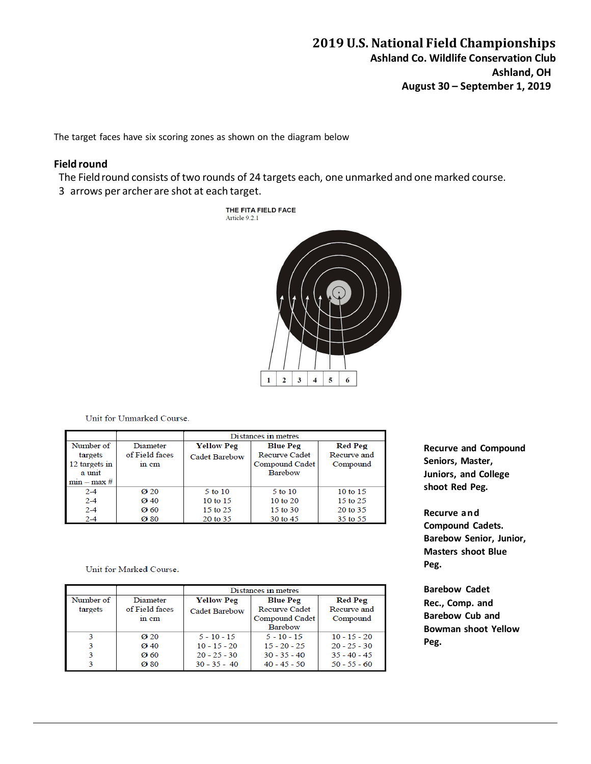# 2019 U.S. National Field Championships

**Ashland Co. Wildlife Conservation Club**
**Ashland, OH**
**August 30 – September 1, 2019**

The target faces have six scoring zones as shown on the diagram below

## Field round

The Field round consists of two rounds of 24 targets each, one unmarked and one marked course.
3 arrows per archer are shot at each target.

**THE FITA FIELD FACE**
Article 9.2.1

1 2 3 4 5 6

Unit for Unmarked Course.

| Number of targets 12 targets in a unit min – max # | Diameter of Field faces in cm | Distances in metres | | |
|---|---|---|---|---|
| | | **Yellow Peg** Cadet Barebow | **Blue Peg** Recurve Cadet Compound Cadet Barebow | **Red Peg** Recurve and Compound |
| 2-4 | Ø 20 | 5 to 10 | 5 to 10 | 10 to 15 |
| 2-4 | Ø 40 | 10 to 15 | 10 to 20 | 15 to 25 |
| 2-4 | Ø 60 | 15 to 25 | 15 to 30 | 20 to 35 |
| 2-4 | Ø 80 | 20 to 35 | 30 to 45 | 35 to 55 |

Unit for Marked Course.

| Number of targets | Diameter of Field faces in cm | Distances in metres | | |
|---|---|---|---|---|
| | | **Yellow Peg** Cadet Barebow | **Blue Peg** Recurve Cadet Compound Cadet Barebow | **Red Peg** Recurve and Compound |
| 3 | Ø 20 | 5 - 10 - 15 | 5 - 10 - 15 | 10 - 15 - 20 |
| 3 | Ø 40 | 10 - 15 - 20 | 15 - 20 - 25 | 20 - 25 - 30 |
| 3 | Ø 60 | 20 - 25 - 30 | 30 - 35 - 40 | 35 - 40 - 45 |
| 3 | Ø 80 | 30 - 35 - 40 | 40 - 45 - 50 | 50 - 55 - 60 |

**Recurve and Compound Seniors, Master, Juniors, and College shoot Red Peg.**

**Recurve and Compound Cadets. Barebow Senior, Junior, Masters shoot Blue Peg.**

**Barebow Cadet Rec., Comp. and Barebow Cub and Bowman shoot Yellow Peg.**